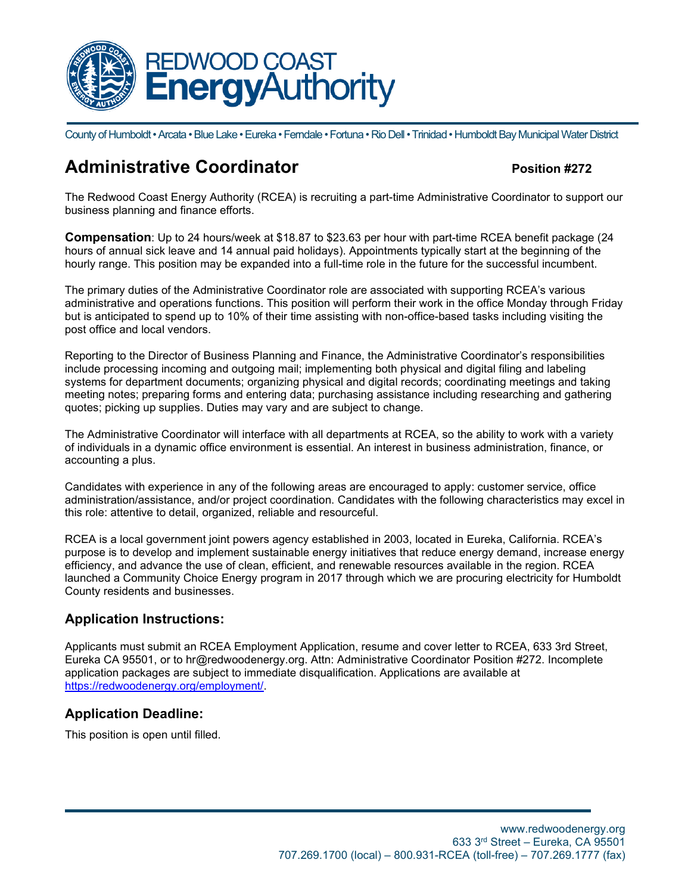# REDWOOD COAST Energy Authority

County of Humboldt • Arcata • Blue Lake • Eureka • Ferndale • Fortuna • Rio Dell • Trinidad • Humboldt Bay Municipal Water District

## Administrative Coordinator

**Position #272**

The Redwood Coast Energy Authority (RCEA) is recruiting a part-time Administrative Coordinator to support our business planning and finance efforts.

**Compensation**: Up to 24 hours/week at $18.87 to $23.63 per hour with part-time RCEA benefit package (24 hours of annual sick leave and 14 annual paid holidays). Appointments typically start at the beginning of the hourly range. This position may be expanded into a full-time role in the future for the successful incumbent.

The primary duties of the Administrative Coordinator role are associated with supporting RCEA's various administrative and operations functions. This position will perform their work in the office Monday through Friday but is anticipated to spend up to 10% of their time assisting with non-office-based tasks including visiting the post office and local vendors.

Reporting to the Director of Business Planning and Finance, the Administrative Coordinator's responsibilities include processing incoming and outgoing mail; implementing both physical and digital filing and labeling systems for department documents; organizing physical and digital records; coordinating meetings and taking meeting notes; preparing forms and entering data; purchasing assistance including researching and gathering quotes; picking up supplies. Duties may vary and are subject to change.

The Administrative Coordinator will interface with all departments at RCEA, so the ability to work with a variety of individuals in a dynamic office environment is essential. An interest in business administration, finance, or accounting a plus.

Candidates with experience in any of the following areas are encouraged to apply: customer service, office administration/assistance, and/or project coordination. Candidates with the following characteristics may excel in this role: attentive to detail, organized, reliable and resourceful.

RCEA is a local government joint powers agency established in 2003, located in Eureka, California. RCEA's purpose is to develop and implement sustainable energy initiatives that reduce energy demand, increase energy efficiency, and advance the use of clean, efficient, and renewable resources available in the region. RCEA launched a Community Choice Energy program in 2017 through which we are procuring electricity for Humboldt County residents and businesses.

### Application Instructions:

Applicants must submit an RCEA Employment Application, resume and cover letter to RCEA, 633 3rd Street, Eureka CA 95501, or to hr@redwoodenergy.org. Attn: Administrative Coordinator Position #272. Incomplete application packages are subject to immediate disqualification. Applications are available at https://redwoodenergy.org/employment/.

### Application Deadline:

This position is open until filled.

www.redwoodenergy.org
633 3rd Street – Eureka, CA 95501
707.269.1700 (local) – 800.931-RCEA (toll-free) – 707.269.1777 (fax)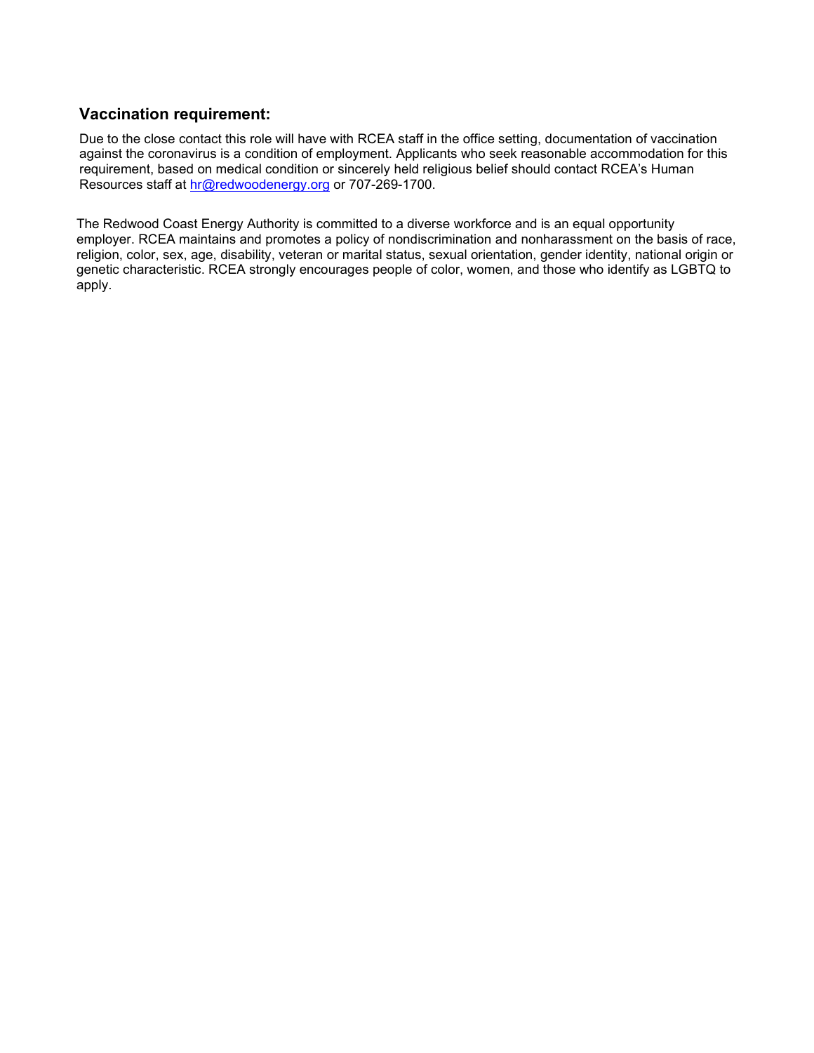### Vaccination requirement:

Due to the close contact this role will have with RCEA staff in the office setting, documentation of vaccination against the coronavirus is a condition of employment. Applicants who seek reasonable accommodation for this requirement, based on medical condition or sincerely held religious belief should contact RCEA's Human Resources staff at hr@redwoodenergy.org or 707-269-1700.

The Redwood Coast Energy Authority is committed to a diverse workforce and is an equal opportunity employer. RCEA maintains and promotes a policy of nondiscrimination and nonharassment on the basis of race, religion, color, sex, age, disability, veteran or marital status, sexual orientation, gender identity, national origin or genetic characteristic. RCEA strongly encourages people of color, women, and those who identify as LGBTQ to apply.